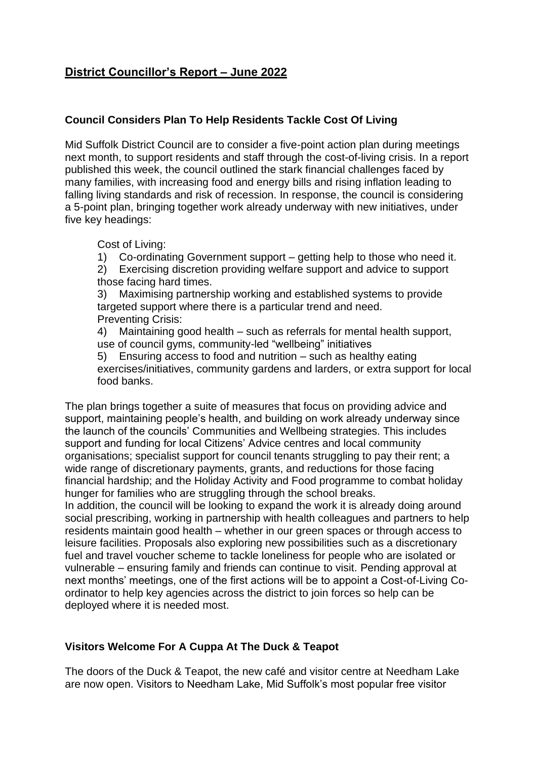# District Councillor's Report – June 2022

### Council Considers Plan To Help Residents Tackle Cost Of Living

Mid Suffolk District Council are to consider a five-point action plan during meetings next month, to support residents and staff through the cost-of-living crisis. In a report published this week, the council outlined the stark financial challenges faced by many families, with increasing food and energy bills and rising inflation leading to falling living standards and risk of recession. In response, the council is considering a 5-point plan, bringing together work already underway with new initiatives, under five key headings:

Cost of Living:

1) Co-ordinating Government support – getting help to those who need it.
2) Exercising discretion providing welfare support and advice to support those facing hard times.
3) Maximising partnership working and established systems to provide targeted support where there is a particular trend and need.

Preventing Crisis:

4) Maintaining good health – such as referrals for mental health support, use of council gyms, community-led "wellbeing" initiatives
5) Ensuring access to food and nutrition – such as healthy eating exercises/initiatives, community gardens and larders, or extra support for local food banks.

The plan brings together a suite of measures that focus on providing advice and support, maintaining people's health, and building on work already underway since the launch of the councils' Communities and Wellbeing strategies. This includes support and funding for local Citizens' Advice centres and local community organisations; specialist support for council tenants struggling to pay their rent; a wide range of discretionary payments, grants, and reductions for those facing financial hardship; and the Holiday Activity and Food programme to combat holiday hunger for families who are struggling through the school breaks.
In addition, the council will be looking to expand the work it is already doing around social prescribing, working in partnership with health colleagues and partners to help residents maintain good health – whether in our green spaces or through access to leisure facilities. Proposals also exploring new possibilities such as a discretionary fuel and travel voucher scheme to tackle loneliness for people who are isolated or vulnerable – ensuring family and friends can continue to visit. Pending approval at next months' meetings, one of the first actions will be to appoint a Cost-of-Living Co-ordinator to help key agencies across the district to join forces so help can be deployed where it is needed most.

### Visitors Welcome For A Cuppa At The Duck & Teapot

The doors of the Duck & Teapot, the new café and visitor centre at Needham Lake are now open. Visitors to Needham Lake, Mid Suffolk's most popular free visitor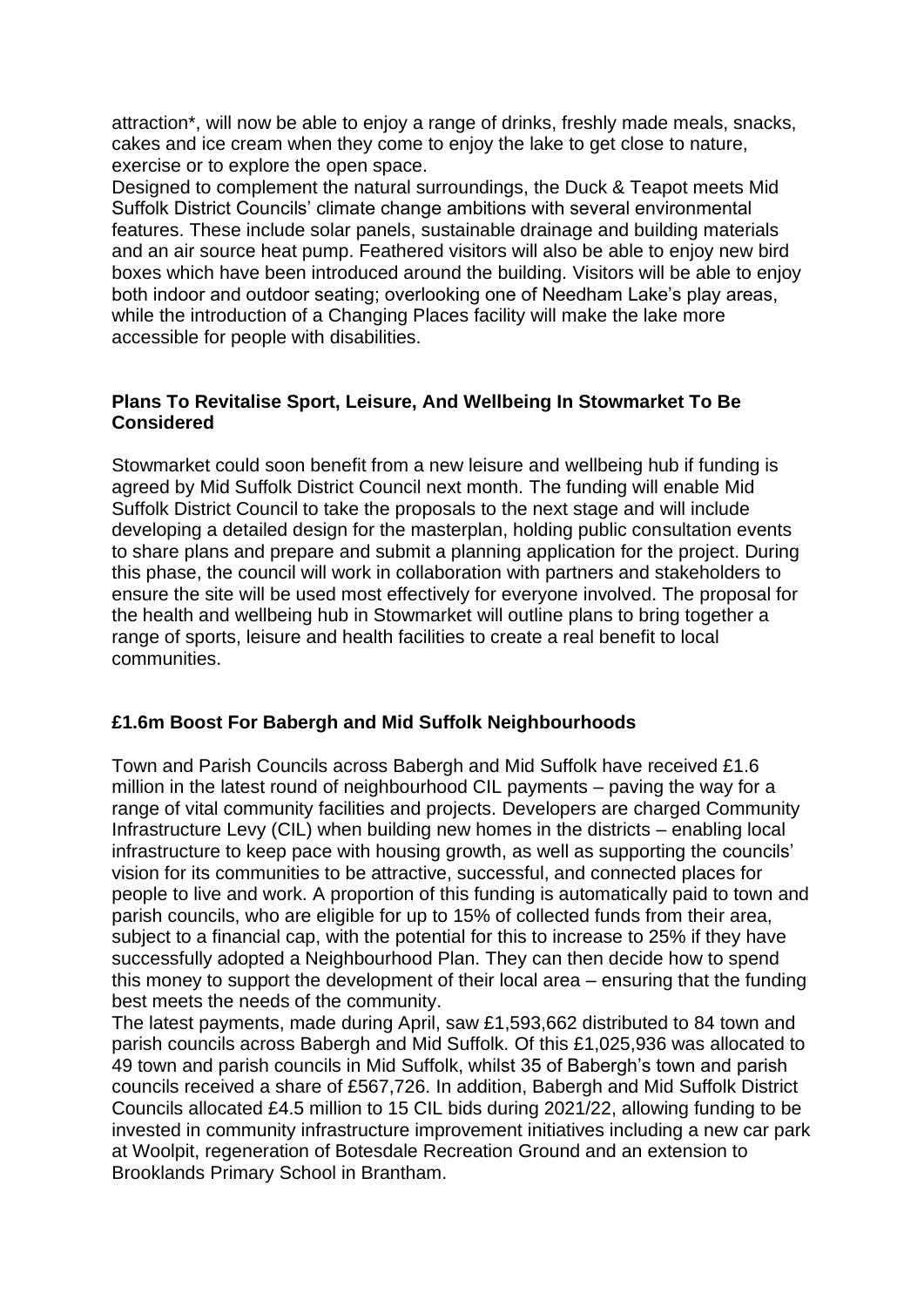attraction*, will now be able to enjoy a range of drinks, freshly made meals, snacks, cakes and ice cream when they come to enjoy the lake to get close to nature, exercise or to explore the open space.

Designed to complement the natural surroundings, the Duck & Teapot meets Mid Suffolk District Councils' climate change ambitions with several environmental features. These include solar panels, sustainable drainage and building materials and an air source heat pump. Feathered visitors will also be able to enjoy new bird boxes which have been introduced around the building. Visitors will be able to enjoy both indoor and outdoor seating; overlooking one of Needham Lake's play areas, while the introduction of a Changing Places facility will make the lake more accessible for people with disabilities.

### Plans To Revitalise Sport, Leisure, And Wellbeing In Stowmarket To Be Considered

Stowmarket could soon benefit from a new leisure and wellbeing hub if funding is agreed by Mid Suffolk District Council next month. The funding will enable Mid Suffolk District Council to take the proposals to the next stage and will include developing a detailed design for the masterplan, holding public consultation events to share plans and prepare and submit a planning application for the project. During this phase, the council will work in collaboration with partners and stakeholders to ensure the site will be used most effectively for everyone involved. The proposal for the health and wellbeing hub in Stowmarket will outline plans to bring together a range of sports, leisure and health facilities to create a real benefit to local communities.

### £1.6m Boost For Babergh and Mid Suffolk Neighbourhoods

Town and Parish Councils across Babergh and Mid Suffolk have received £1.6 million in the latest round of neighbourhood CIL payments – paving the way for a range of vital community facilities and projects. Developers are charged Community Infrastructure Levy (CIL) when building new homes in the districts – enabling local infrastructure to keep pace with housing growth, as well as supporting the councils' vision for its communities to be attractive, successful, and connected places for people to live and work. A proportion of this funding is automatically paid to town and parish councils, who are eligible for up to 15% of collected funds from their area, subject to a financial cap, with the potential for this to increase to 25% if they have successfully adopted a Neighbourhood Plan. They can then decide how to spend this money to support the development of their local area – ensuring that the funding best meets the needs of the community.

The latest payments, made during April, saw £1,593,662 distributed to 84 town and parish councils across Babergh and Mid Suffolk. Of this £1,025,936 was allocated to 49 town and parish councils in Mid Suffolk, whilst 35 of Babergh's town and parish councils received a share of £567,726. In addition, Babergh and Mid Suffolk District Councils allocated £4.5 million to 15 CIL bids during 2021/22, allowing funding to be invested in community infrastructure improvement initiatives including a new car park at Woolpit, regeneration of Botesdale Recreation Ground and an extension to Brooklands Primary School in Brantham.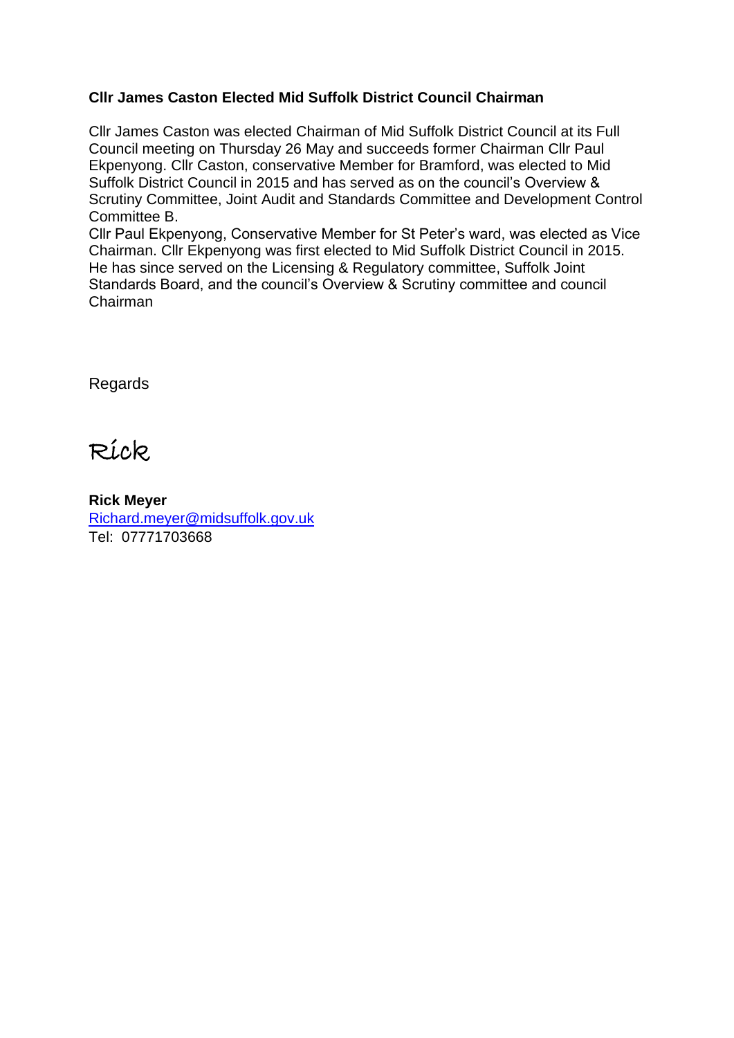**Cllr James Caston Elected Mid Suffolk District Council Chairman**

Cllr James Caston was elected Chairman of Mid Suffolk District Council at its Full Council meeting on Thursday 26 May and succeeds former Chairman Cllr Paul Ekpenyong. Cllr Caston, conservative Member for Bramford, was elected to Mid Suffolk District Council in 2015 and has served as on the council's Overview & Scrutiny Committee, Joint Audit and Standards Committee and Development Control Committee B.

Cllr Paul Ekpenyong, Conservative Member for St Peter's ward, was elected as Vice Chairman. Cllr Ekpenyong was first elected to Mid Suffolk District Council in 2015. He has since served on the Licensing & Regulatory committee, Suffolk Joint Standards Board, and the council's Overview & Scrutiny committee and council Chairman

Regards

Rick

**Rick Meyer**
Richard.meyer@midsuffolk.gov.uk
Tel: 07771703668